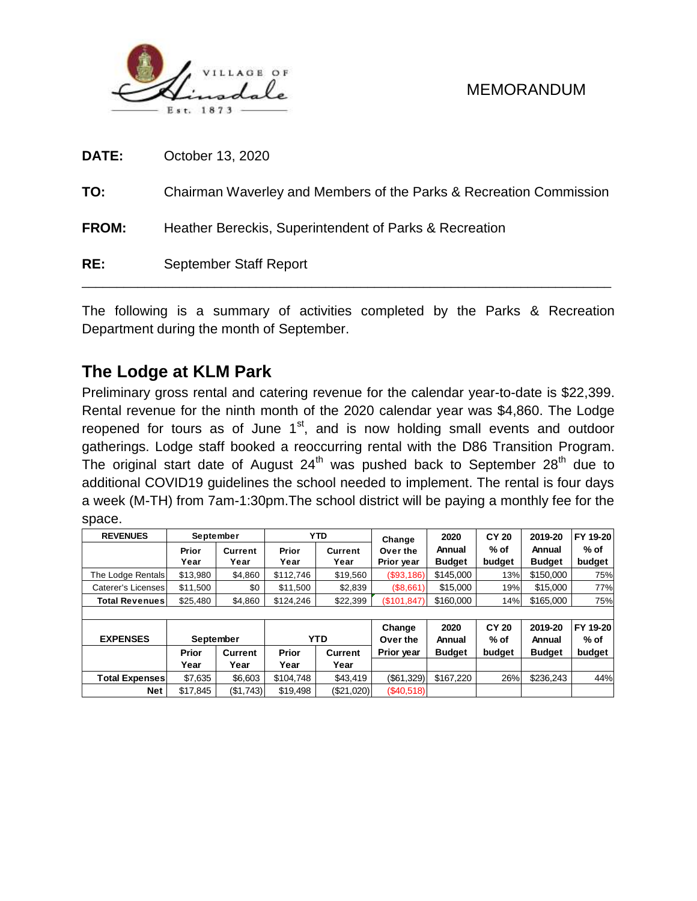VILLAGE OF Hinsdale Est. 1873

MEMORANDUM

**DATE:** October 13, 2020

**TO:** Chairman Waverley and Members of the Parks & Recreation Commission

**FROM:** Heather Bereckis, Superintendent of Parks & Recreation

**RE:** September Staff Report

---

The following is a summary of activities completed by the Parks & Recreation Department during the month of September.

## The Lodge at KLM Park

Preliminary gross rental and catering revenue for the calendar year-to-date is $22,399. Rental revenue for the ninth month of the 2020 calendar year was $4,860. The Lodge reopened for tours as of June 1st, and is now holding small events and outdoor gatherings. Lodge staff booked a reoccurring rental with the D86 Transition Program. The original start date of August 24th was pushed back to September 28th due to additional COVID19 guidelines the school needed to implement. The rental is four days a week (M-TH) from 7am-1:30pm.The school district will be paying a monthly fee for the space.

| REVENUES | September | | YTD | | Change Over the Prior year | 2020 Annual Budget | CY 20 % of budget | 2019-20 Annual Budget | FY 19-20 % of budget |
|---|---|---|---|---|---|---|---|---|---|
| | Prior Year | Current Year | Prior Year | Current Year | | | | | |
| The Lodge Rentals | $13,980 | $4,860 | $112,746 | $19,560 | ($93,186) | $145,000 | 13% | $150,000 | 75% |
| Caterer's Licenses | $11,500 | $0 | $11,500 | $2,839 | ($8,661) | $15,000 | 19% | $15,000 | 77% |
| Total Revenues | $25,480 | $4,860 | $124,246 | $22,399 | ($101,847) | $160,000 | 14% | $165,000 | 75% |
| | | | | | | | | | |
| EXPENSES | September | | YTD | | Change Over the Prior year | 2020 Annual Budget | CY 20 % of budget | 2019-20 Annual Budget | FY 19-20 % of budget |
| | Prior Year | Current Year | Prior Year | Current Year | | | | | |
| Total Expenses | $7,635 | $6,603 | $104,748 | $43,419 | ($61,329) | $167,220 | 26% | $236,243 | 44% |
| Net | $17,845 | ($1,743) | $19,498 | ($21,020) | ($40,518) | | | | |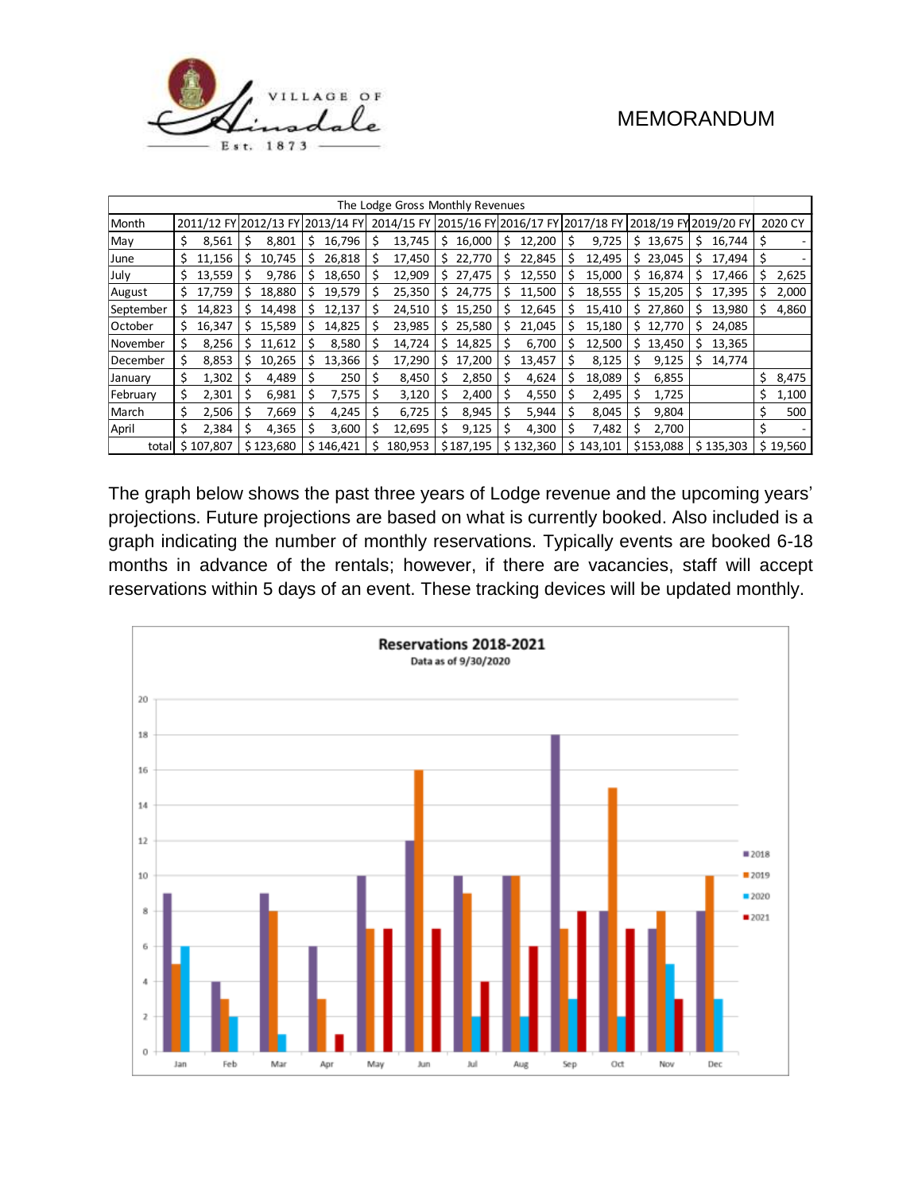MEMORANDUM

| The Lodge Gross Monthly Revenues | | | | | | | | | | |
|---|---|---|---|---|---|---|---|---|---|---|
| Month | 2011/12 FY | 2012/13 FY | 2013/14 FY | 2014/15 FY | 2015/16 FY | 2016/17 FY | 2017/18 FY | 2018/19 FY | 2019/20 FY | 2020 CY |
| May | $ 8,561 | $ 8,801 | $ 16,796 | $ 13,745 | $ 16,000 | $ 12,200 | $ 9,725 | $ 13,675 | $ 16,744 | $ - |
| June | $ 11,156 | $ 10,745 | $ 26,818 | $ 17,450 | $ 22,770 | $ 22,845 | $ 12,495 | $ 23,045 | $ 17,494 | $ - |
| July | $ 13,559 | $ 9,786 | $ 18,650 | $ 12,909 | $ 27,475 | $ 12,550 | $ 15,000 | $ 16,874 | $ 17,466 | $ 2,625 |
| August | $ 17,759 | $ 18,880 | $ 19,579 | $ 25,350 | $ 24,775 | $ 11,500 | $ 18,555 | $ 15,205 | $ 17,395 | $ 2,000 |
| September | $ 14,823 | $ 14,498 | $ 12,137 | $ 24,510 | $ 15,250 | $ 12,645 | $ 15,410 | $ 27,860 | $ 13,980 | $ 4,860 |
| October | $ 16,347 | $ 15,589 | $ 14,825 | $ 23,985 | $ 25,580 | $ 21,045 | $ 15,180 | $ 12,770 | $ 24,085 | |
| November | $ 8,256 | $ 11,612 | $ 8,580 | $ 14,724 | $ 14,825 | $ 6,700 | $ 12,500 | $ 13,450 | $ 13,365 | |
| December | $ 8,853 | $ 10,265 | $ 13,366 | $ 17,290 | $ 17,200 | $ 13,457 | $ 8,125 | $ 9,125 | $ 14,774 | |
| January | $ 1,302 | $ 4,489 | $ 250 | $ 8,450 | $ 2,850 | $ 4,624 | $ 18,089 | $ 6,855 | | $ 8,475 |
| February | $ 2,301 | $ 6,981 | $ 7,575 | $ 3,120 | $ 2,400 | $ 4,550 | $ 2,495 | $ 1,725 | | $ 1,100 |
| March | $ 2,506 | $ 7,669 | $ 4,245 | $ 6,725 | $ 8,945 | $ 5,944 | $ 8,045 | $ 9,804 | | $ 500 |
| April | $ 2,384 | $ 4,365 | $ 3,600 | $ 12,695 | $ 9,125 | $ 4,300 | $ 7,482 | $ 2,700 | | $ - |
| total | $ 107,807 | $ 123,680 | $ 146,421 | $ 180,953 | $ 187,195 | $ 132,360 | $ 143,101 | $ 153,088 | $ 135,303 | $ 19,560 |

The graph below shows the past three years of Lodge revenue and the upcoming years' projections. Future projections are based on what is currently booked. Also included is a graph indicating the number of monthly reservations. Typically events are booked 6-18 months in advance of the rentals; however, if there are vacancies, staff will accept reservations within 5 days of an event. These tracking devices will be updated monthly.

**Reservations 2018-2021**
Data as of 9/30/2020

| Month | 2018 | 2019 | 2020 | 2021 |
|---|---|---|---|---|
| Jan | 9 | 5 | 6 | |
| Feb | 4 | 3 | 2 | |
| Mar | 9 | 8 | 1 | |
| Apr | 6 | 3 | | 1 |
| May | 10 | 7 | | 7 |
| Jun | 12 | 16 | | 7 |
| Jul | 10 | 9 | 2 | 4 |
| Aug | 10 | 10 | 2 | 6 |
| Sep | 18 | 7 | 3 | 8 |
| Oct | 8 | 15 | 2 | 7 |
| Nov | 7 | 8 | 5 | 3 |
| Dec | 8 | 10 | 3 | |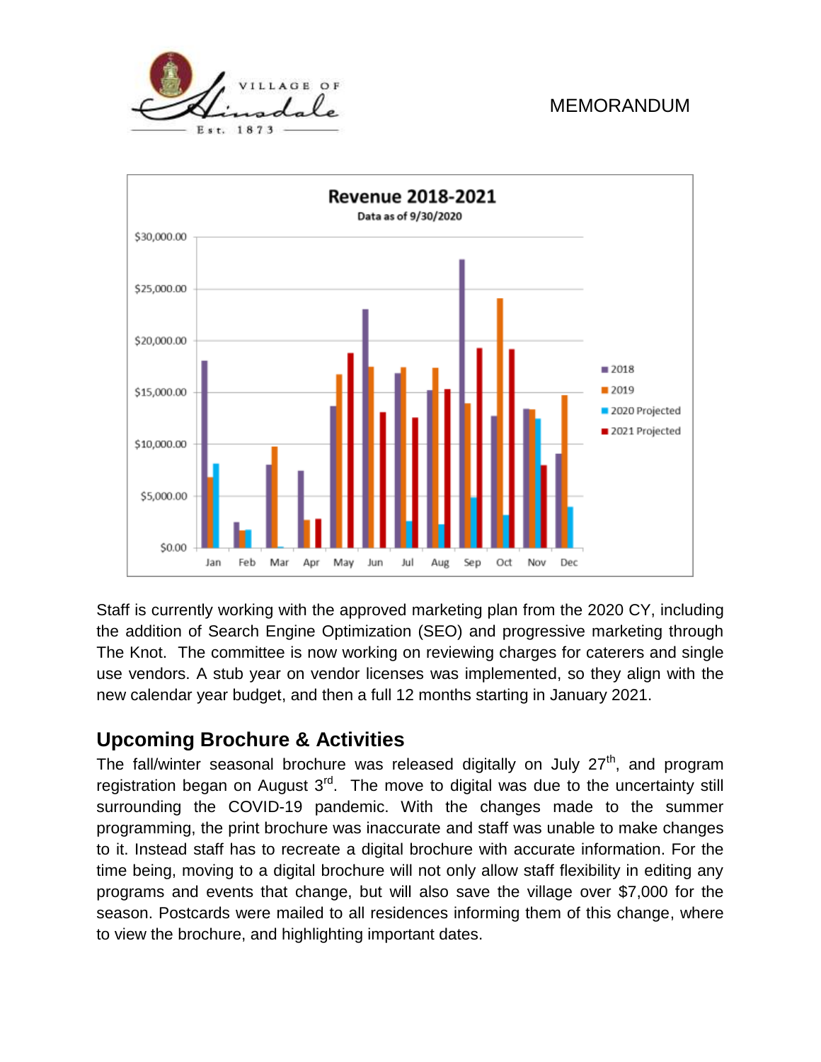MEMORANDUM

**Revenue 2018-2021**
Data as of 9/30/2020

Staff is currently working with the approved marketing plan from the 2020 CY, including the addition of Search Engine Optimization (SEO) and progressive marketing through The Knot. The committee is now working on reviewing charges for caterers and single use vendors. A stub year on vendor licenses was implemented, so they align with the new calendar year budget, and then a full 12 months starting in January 2021.

## Upcoming Brochure & Activities

The fall/winter seasonal brochure was released digitally on July 27th, and program registration began on August 3rd. The move to digital was due to the uncertainty still surrounding the COVID-19 pandemic. With the changes made to the summer programming, the print brochure was inaccurate and staff was unable to make changes to it. Instead staff has to recreate a digital brochure with accurate information. For the time being, moving to a digital brochure will not only allow staff flexibility in editing any programs and events that change, but will also save the village over $7,000 for the season. Postcards were mailed to all residences informing them of this change, where to view the brochure, and highlighting important dates.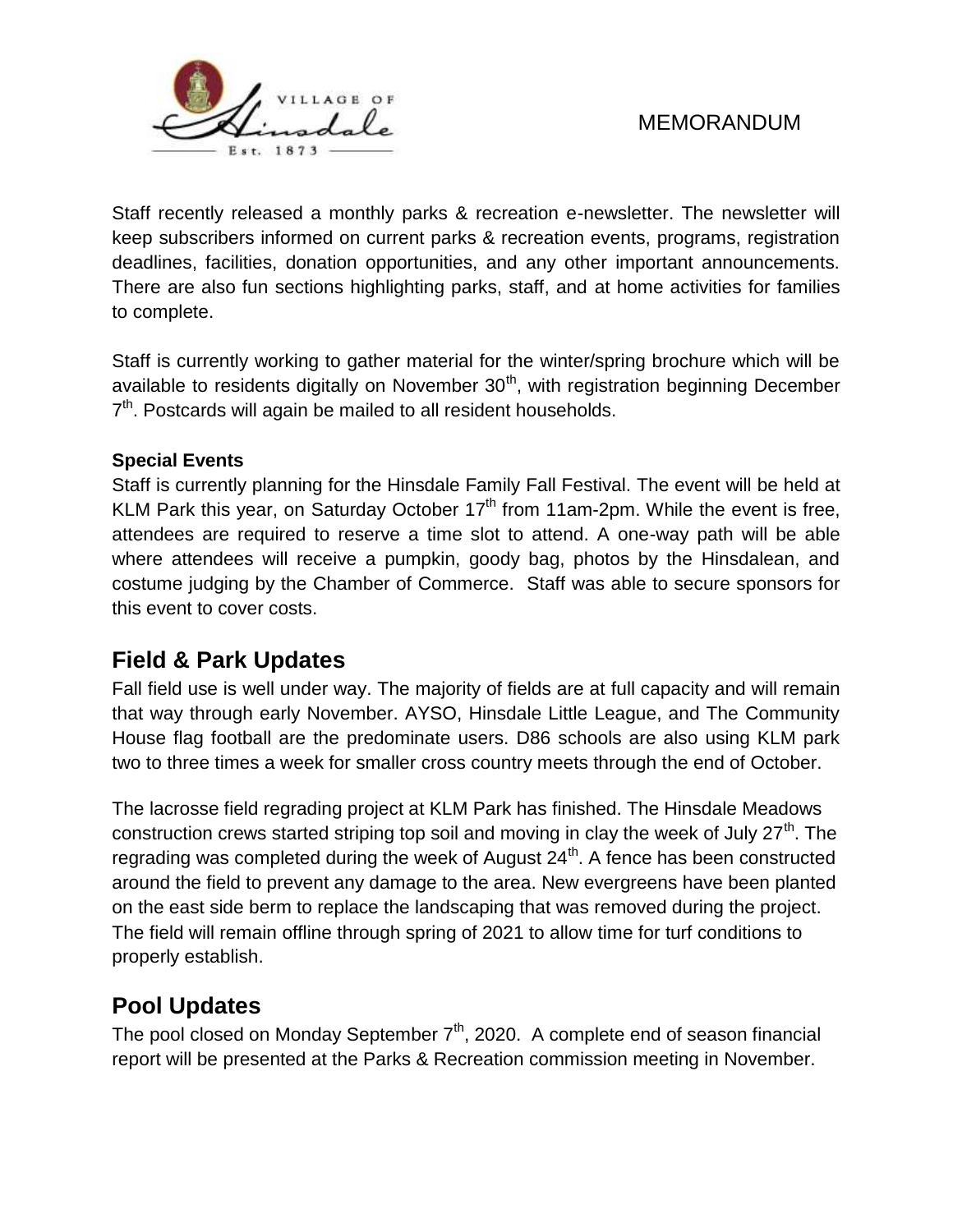MEMORANDUM

Staff recently released a monthly parks & recreation e-newsletter. The newsletter will keep subscribers informed on current parks & recreation events, programs, registration deadlines, facilities, donation opportunities, and any other important announcements. There are also fun sections highlighting parks, staff, and at home activities for families to complete.

Staff is currently working to gather material for the winter/spring brochure which will be available to residents digitally on November 30th, with registration beginning December 7th. Postcards will again be mailed to all resident households.

**Special Events**

Staff is currently planning for the Hinsdale Family Fall Festival. The event will be held at KLM Park this year, on Saturday October 17th from 11am-2pm. While the event is free, attendees are required to reserve a time slot to attend. A one-way path will be able where attendees will receive a pumpkin, goody bag, photos by the Hinsdalean, and costume judging by the Chamber of Commerce. Staff was able to secure sponsors for this event to cover costs.

## Field & Park Updates

Fall field use is well under way. The majority of fields are at full capacity and will remain that way through early November. AYSO, Hinsdale Little League, and The Community House flag football are the predominate users. D86 schools are also using KLM park two to three times a week for smaller cross country meets through the end of October.

The lacrosse field regrading project at KLM Park has finished. The Hinsdale Meadows construction crews started striping top soil and moving in clay the week of July 27th. The regrading was completed during the week of August 24th. A fence has been constructed around the field to prevent any damage to the area. New evergreens have been planted on the east side berm to replace the landscaping that was removed during the project. The field will remain offline through spring of 2021 to allow time for turf conditions to properly establish.

## Pool Updates

The pool closed on Monday September 7th, 2020. A complete end of season financial report will be presented at the Parks & Recreation commission meeting in November.